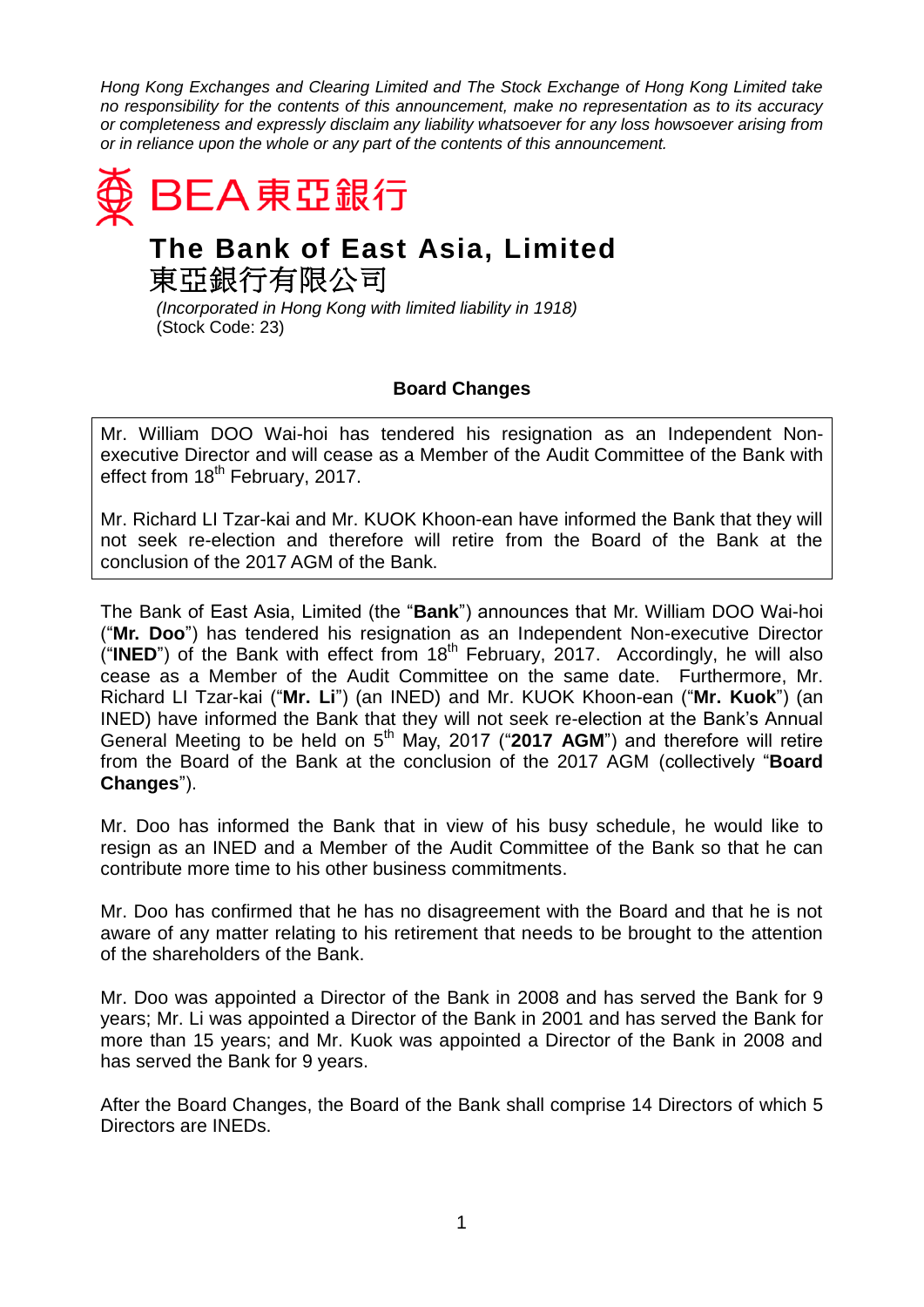*Hong Kong Exchanges and Clearing Limited and The Stock Exchange of Hong Kong Limited take no responsibility for the contents of this announcement, make no representation as to its accuracy or completeness and expressly disclaim any liability whatsoever for any loss howsoever arising from or in reliance upon the whole or any part of the contents of this announcement.*

BEA 東亞銀行

# The Bank of East Asia, Limited
# 東亞銀行有限公司

*(Incorporated in Hong Kong with limited liability in 1918)*
(Stock Code: 23)

## Board Changes

Mr. William DOO Wai-hoi has tendered his resignation as an Independent Non-executive Director and will cease as a Member of the Audit Committee of the Bank with effect from 18th February, 2017.

Mr. Richard LI Tzar-kai and Mr. KUOK Khoon-ean have informed the Bank that they will not seek re-election and therefore will retire from the Board of the Bank at the conclusion of the 2017 AGM of the Bank.

The Bank of East Asia, Limited (the "**Bank**") announces that Mr. William DOO Wai-hoi ("**Mr. Doo**") has tendered his resignation as an Independent Non-executive Director ("**INED**") of the Bank with effect from 18th February, 2017. Accordingly, he will also cease as a Member of the Audit Committee on the same date. Furthermore, Mr. Richard LI Tzar-kai ("**Mr. Li**") (an INED) and Mr. KUOK Khoon-ean ("**Mr. Kuok**") (an INED) have informed the Bank that they will not seek re-election at the Bank's Annual General Meeting to be held on 5th May, 2017 ("**2017 AGM**") and therefore will retire from the Board of the Bank at the conclusion of the 2017 AGM (collectively "**Board Changes**").

Mr. Doo has informed the Bank that in view of his busy schedule, he would like to resign as an INED and a Member of the Audit Committee of the Bank so that he can contribute more time to his other business commitments.

Mr. Doo has confirmed that he has no disagreement with the Board and that he is not aware of any matter relating to his retirement that needs to be brought to the attention of the shareholders of the Bank.

Mr. Doo was appointed a Director of the Bank in 2008 and has served the Bank for 9 years; Mr. Li was appointed a Director of the Bank in 2001 and has served the Bank for more than 15 years; and Mr. Kuok was appointed a Director of the Bank in 2008 and has served the Bank for 9 years.

After the Board Changes, the Board of the Bank shall comprise 14 Directors of which 5 Directors are INEDs.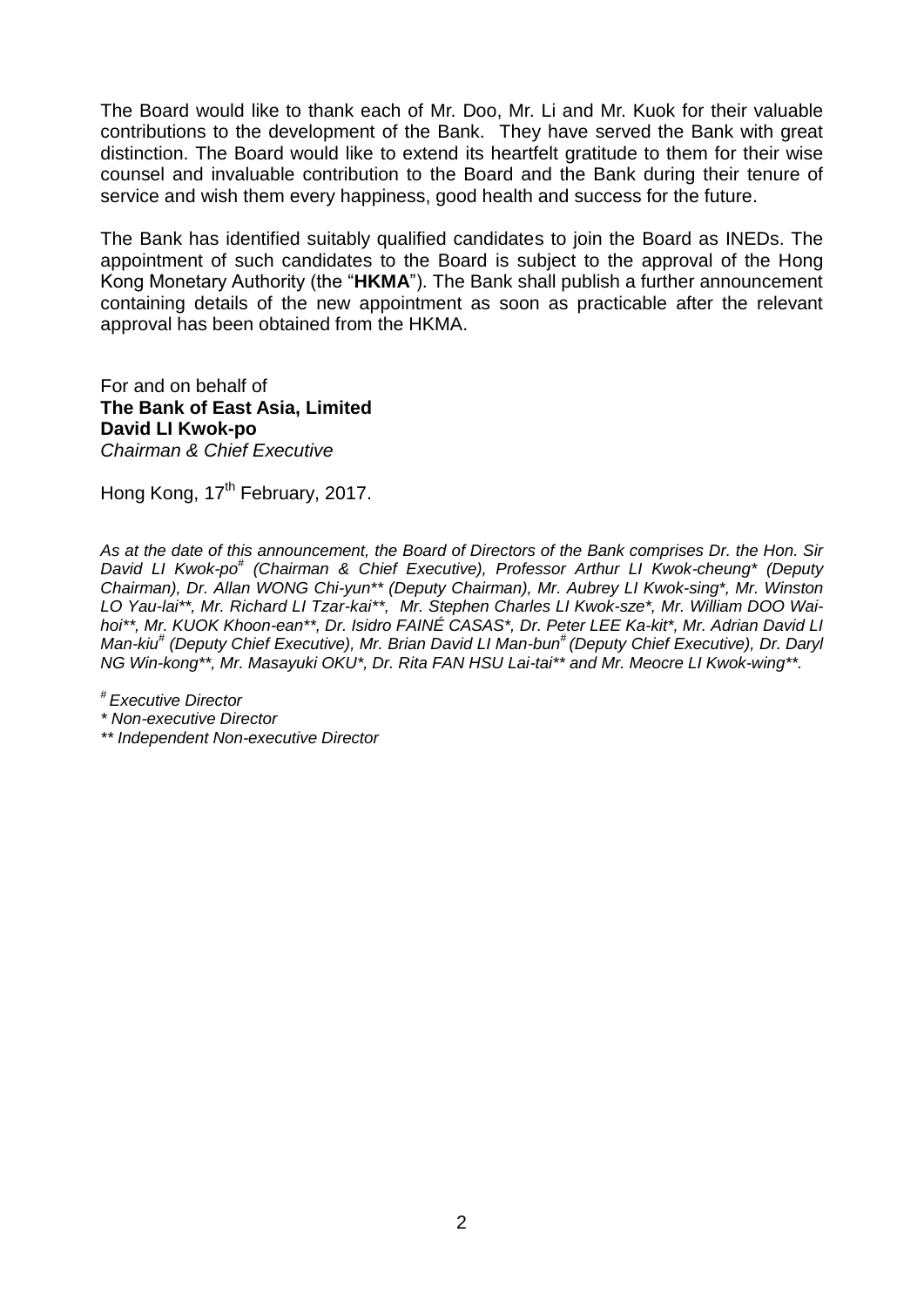The Board would like to thank each of Mr. Doo, Mr. Li and Mr. Kuok for their valuable contributions to the development of the Bank. They have served the Bank with great distinction. The Board would like to extend its heartfelt gratitude to them for their wise counsel and invaluable contribution to the Board and the Bank during their tenure of service and wish them every happiness, good health and success for the future.

The Bank has identified suitably qualified candidates to join the Board as INEDs. The appointment of such candidates to the Board is subject to the approval of the Hong Kong Monetary Authority (the "**HKMA**"). The Bank shall publish a further announcement containing details of the new appointment as soon as practicable after the relevant approval has been obtained from the HKMA.

For and on behalf of
**The Bank of East Asia, Limited**
**David LI Kwok-po**
*Chairman & Chief Executive*

Hong Kong, 17th February, 2017.

*As at the date of this announcement, the Board of Directors of the Bank comprises Dr. the Hon. Sir David LI Kwok-po# (Chairman & Chief Executive), Professor Arthur LI Kwok-cheung* (Deputy Chairman), Dr. Allan WONG Chi-yun** (Deputy Chairman), Mr. Aubrey LI Kwok-sing*, Mr. Winston LO Yau-lai**, Mr. Richard LI Tzar-kai**, Mr. Stephen Charles LI Kwok-sze*, Mr. William DOO Wai-hoi**, Mr. KUOK Khoon-ean**, Dr. Isidro FAINÉ CASAS*, Dr. Peter LEE Ka-kit*, Mr. Adrian David LI Man-kiu# (Deputy Chief Executive), Mr. Brian David LI Man-bun# (Deputy Chief Executive), Dr. Daryl NG Win-kong**, Mr. Masayuki OKU*, Dr. Rita FAN HSU Lai-tai** and Mr. Meocre LI Kwok-wing**.*

*# Executive Director*
*\* Non-executive Director*
*\*\* Independent Non-executive Director*